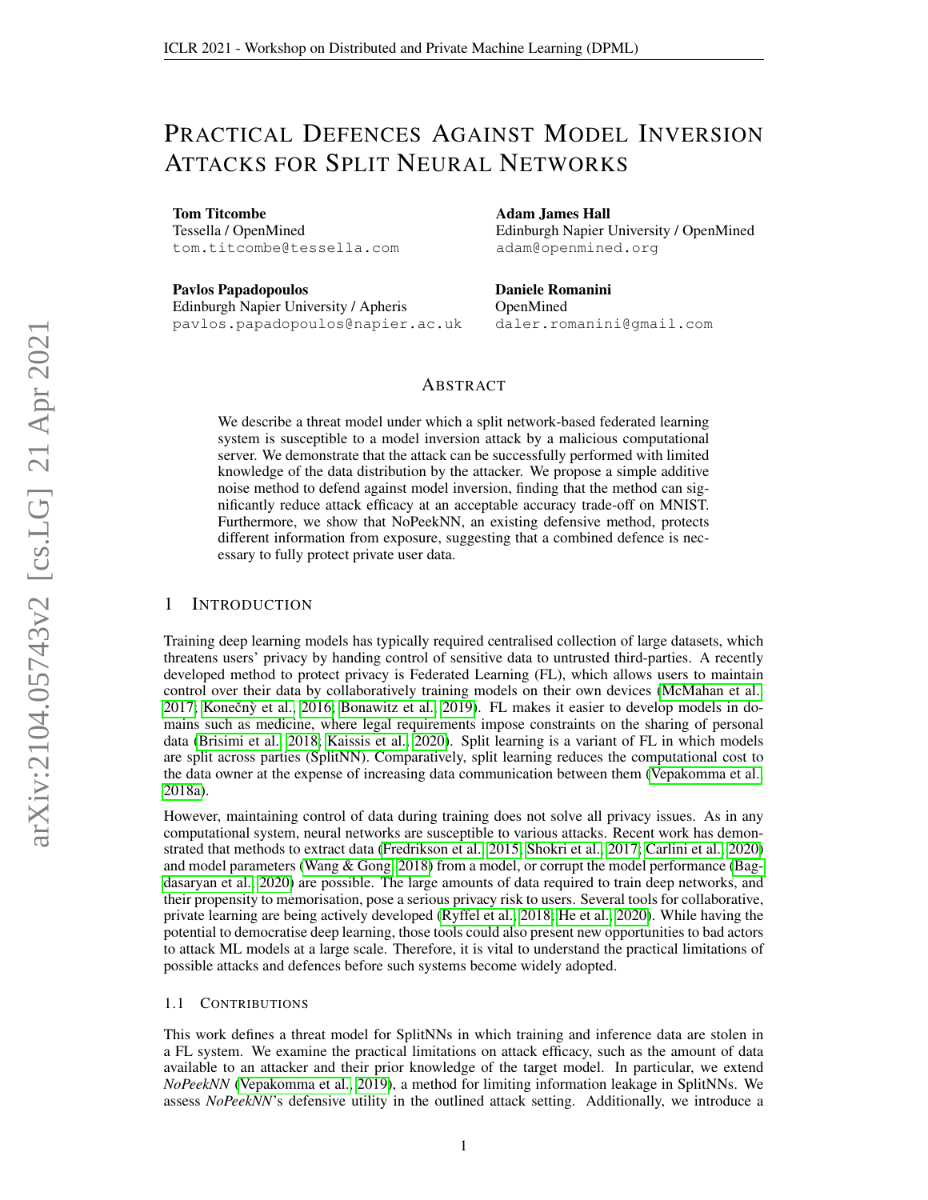# Practical Defences Against Model Inversion Attacks for Split Neural Networks

**Tom Titcombe**
Tessella / OpenMined
tom.titcombe@tessella.com

**Adam James Hall**
Edinburgh Napier University / OpenMined
adam@openmined.org

**Pavlos Papadopoulos**
Edinburgh Napier University / Apheris
pavlos.papadopoulos@napier.ac.uk

**Daniele Romanini**
OpenMined
daler.romanini@gmail.com

## Abstract

We describe a threat model under which a split network-based federated learning system is susceptible to a model inversion attack by a malicious computational server. We demonstrate that the attack can be successfully performed with limited knowledge of the data distribution by the attacker. We propose a simple additive noise method to defend against model inversion, finding that the method can significantly reduce attack efficacy at an acceptable accuracy trade-off on MNIST. Furthermore, we show that NoPeekNN, an existing defensive method, protects different information from exposure, suggesting that a combined defence is necessary to fully protect private user data.

## 1 Introduction

Training deep learning models has typically required centralised collection of large datasets, which threatens users' privacy by handing control of sensitive data to untrusted third-parties. A recently developed method to protect privacy is Federated Learning (FL), which allows users to maintain control over their data by collaboratively training models on their own devices (McMahan et al., 2017; Konečnỳ et al., 2016; Bonawitz et al., 2019). FL makes it easier to develop models in domains such as medicine, where legal requirements impose constraints on the sharing of personal data (Brisimi et al., 2018; Kaissis et al., 2020). Split learning is a variant of FL in which models are split across parties (SplitNN). Comparatively, split learning reduces the computational cost to the data owner at the expense of increasing data communication between them (Vepakomma et al., 2018a).

However, maintaining control of data during training does not solve all privacy issues. As in any computational system, neural networks are susceptible to various attacks. Recent work has demonstrated that methods to extract data (Fredrikson et al., 2015; Shokri et al., 2017; Carlini et al., 2020) and model parameters (Wang & Gong, 2018) from a model, or corrupt the model performance (Bagdasaryan et al., 2020) are possible. The large amounts of data required to train deep networks, and their propensity to memorisation, pose a serious privacy risk to users. Several tools for collaborative, private learning are being actively developed (Ryffel et al., 2018; He et al., 2020). While having the potential to democratise deep learning, those tools could also present new opportunities to bad actors to attack ML models at a large scale. Therefore, it is vital to understand the practical limitations of possible attacks and defences before such systems become widely adopted.

### 1.1 Contributions

This work defines a threat model for SplitNNs in which training and inference data are stolen in a FL system. We examine the practical limitations on attack efficacy, such as the amount of data available to an attacker and their prior knowledge of the target model. In particular, we extend *NoPeekNN* (Vepakomma et al., 2019), a method for limiting information leakage in SplitNNs. We assess *NoPeekNN*'s defensive utility in the outlined attack setting. Additionally, we introduce a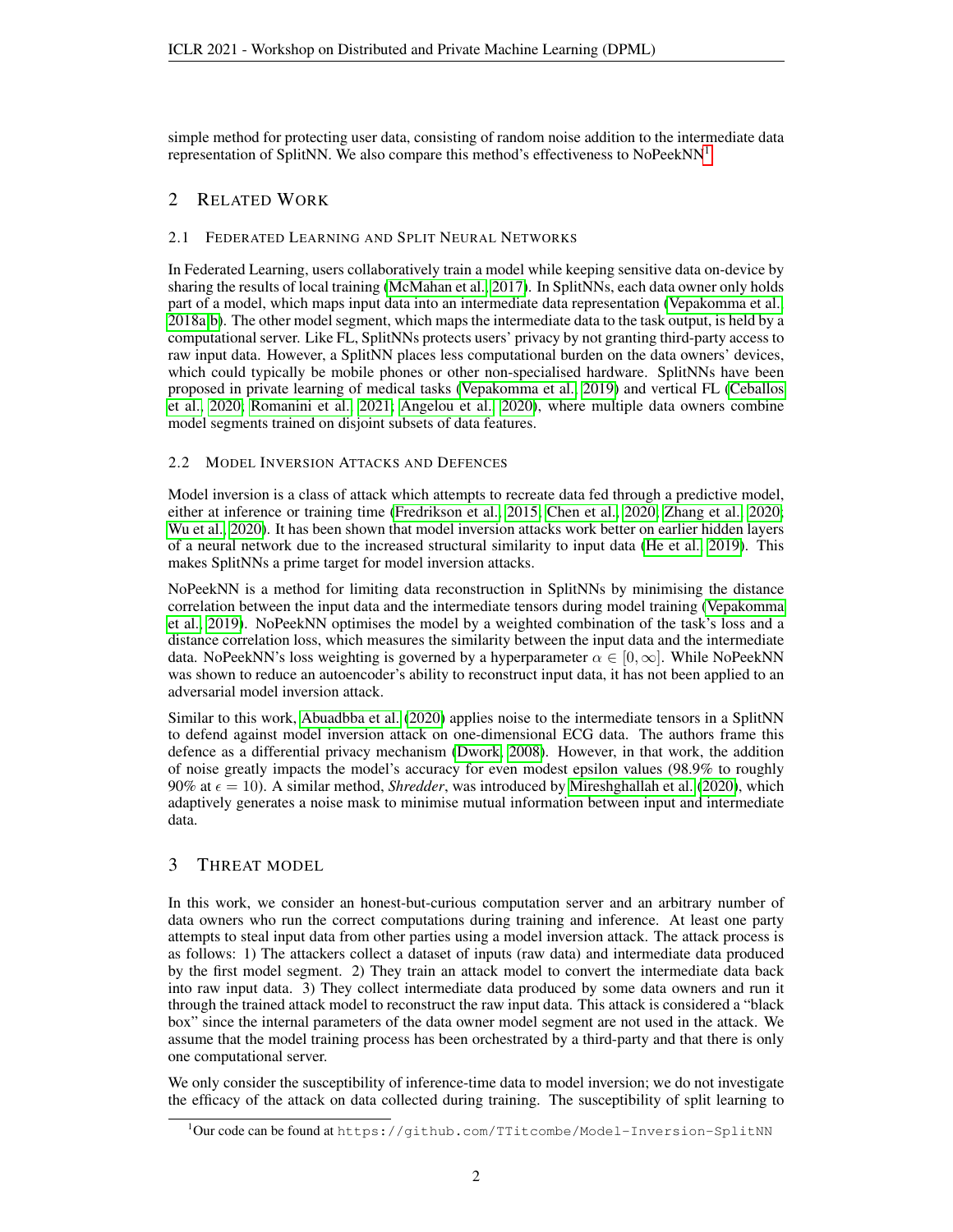simple method for protecting user data, consisting of random noise addition to the intermediate data representation of SplitNN. We also compare this method's effectiveness to NoPeekNN[1].

## 2 Related Work

### 2.1 Federated Learning and Split Neural Networks

In Federated Learning, users collaboratively train a model while keeping sensitive data on-device by sharing the results of local training (McMahan et al., 2017). In SplitNNs, each data owner only holds part of a model, which maps input data into an intermediate data representation (Vepakomma et al., 2018a;b). The other model segment, which maps the intermediate data to the task output, is held by a computational server. Like FL, SplitNNs protects users' privacy by not granting third-party access to raw input data. However, a SplitNN places less computational burden on the data owners' devices, which could typically be mobile phones or other non-specialised hardware. SplitNNs have been proposed in private learning of medical tasks (Vepakomma et al., 2019) and vertical FL (Ceballos et al., 2020; Romanini et al., 2021; Angelou et al., 2020), where multiple data owners combine model segments trained on disjoint subsets of data features.

### 2.2 Model Inversion Attacks and Defences

Model inversion is a class of attack which attempts to recreate data fed through a predictive model, either at inference or training time (Fredrikson et al., 2015; Chen et al., 2020; Zhang et al., 2020; Wu et al., 2020). It has been shown that model inversion attacks work better on earlier hidden layers of a neural network due to the increased structural similarity to input data (He et al., 2019). This makes SplitNNs a prime target for model inversion attacks.

NoPeekNN is a method for limiting data reconstruction in SplitNNs by minimising the distance correlation between the input data and the intermediate tensors during model training (Vepakomma et al., 2019). NoPeekNN optimises the model by a weighted combination of the task's loss and a distance correlation loss, which measures the similarity between the input data and the intermediate data. NoPeekNN's loss weighting is governed by a hyperparameter $\alpha \in [0, \infty]$. While NoPeekNN was shown to reduce an autoencoder's ability to reconstruct input data, it has not been applied to an adversarial model inversion attack.

Similar to this work, Abuadbba et al. (2020) applies noise to the intermediate tensors in a SplitNN to defend against model inversion attack on one-dimensional ECG data. The authors frame this defence as a differential privacy mechanism (Dwork, 2008). However, in that work, the addition of noise greatly impacts the model's accuracy for even modest epsilon values (98.9% to roughly 90% at $\epsilon = 10$). A similar method, *Shredder*, was introduced by Mireshghallah et al. (2020), which adaptively generates a noise mask to minimise mutual information between input and intermediate data.

## 3 Threat Model

In this work, we consider an honest-but-curious computation server and an arbitrary number of data owners who run the correct computations during training and inference. At least one party attempts to steal input data from other parties using a model inversion attack. The attack process is as follows: 1) The attackers collect a dataset of inputs (raw data) and intermediate data produced by the first model segment. 2) They train an attack model to convert the intermediate data back into raw input data. 3) They collect intermediate data produced by some data owners and run it through the trained attack model to reconstruct the raw input data. This attack is considered a "black box" since the internal parameters of the data owner model segment are not used in the attack. We assume that the model training process has been orchestrated by a third-party and that there is only one computational server.

We only consider the susceptibility of inference-time data to model inversion; we do not investigate the efficacy of the attack on data collected during training. The susceptibility of split learning to

[1] Our code can be found at `https://github.com/TTitcombe/Model-Inversion-SplitNN`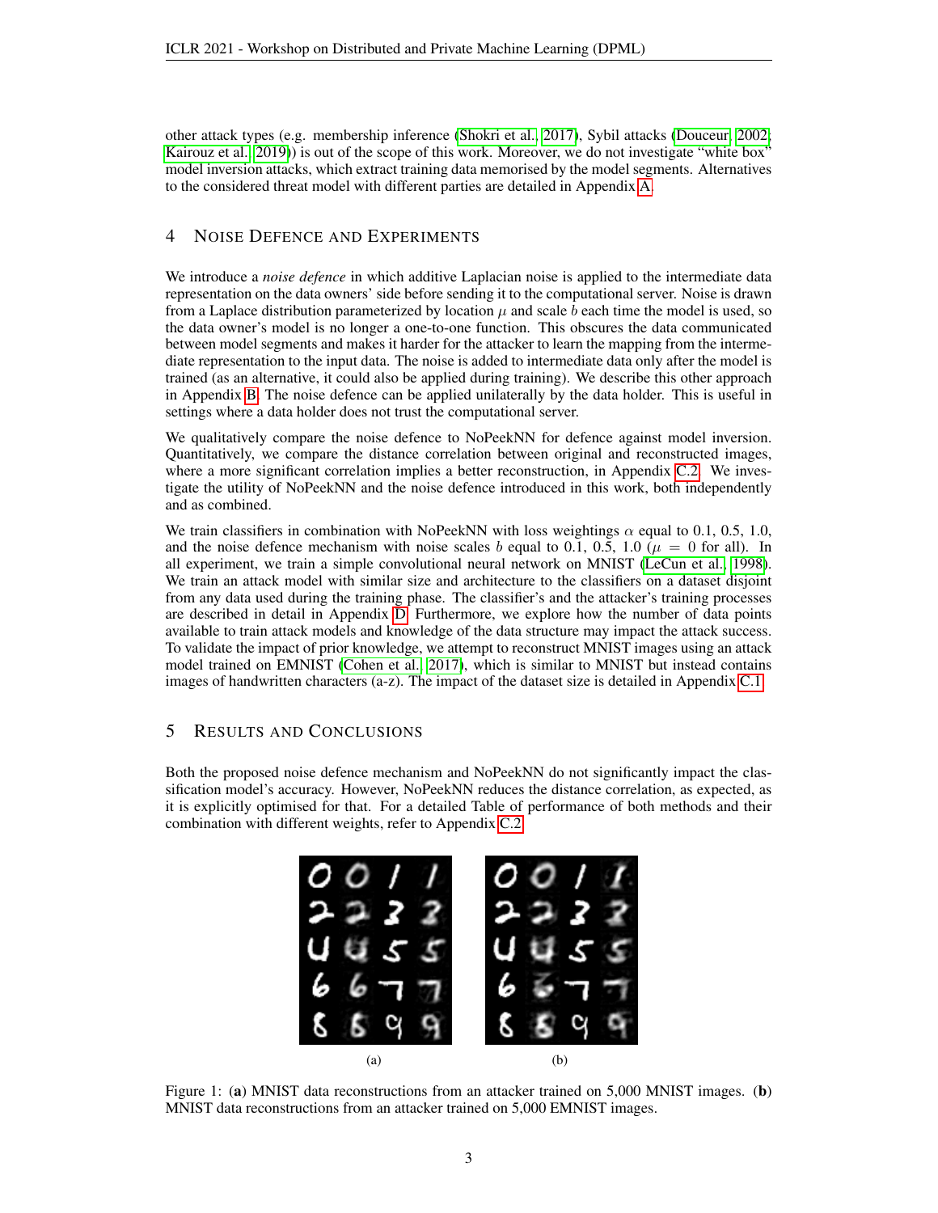other attack types (e.g. membership inference (Shokri et al., 2017), Sybil attacks (Douceur, 2002; Kairouz et al., 2019)) is out of the scope of this work. Moreover, we do not investigate "white box" model inversion attacks, which extract training data memorised by the model segments. Alternatives to the considered threat model with different parties are detailed in Appendix A.

## 4 Noise Defence and Experiments

We introduce a *noise defence* in which additive Laplacian noise is applied to the intermediate data representation on the data owners' side before sending it to the computational server. Noise is drawn from a Laplace distribution parameterized by location $\mu$ and scale $b$ each time the model is used, so the data owner's model is no longer a one-to-one function. This obscures the data communicated between model segments and makes it harder for the attacker to learn the mapping from the intermediate representation to the input data. The noise is added to intermediate data only after the model is trained (as an alternative, it could also be applied during training). We describe this other approach in Appendix B. The noise defence can be applied unilaterally by the data holder. This is useful in settings where a data holder does not trust the computational server.

We qualitatively compare the noise defence to NoPeekNN for defence against model inversion. Quantitatively, we compare the distance correlation between original and reconstructed images, where a more significant correlation implies a better reconstruction, in Appendix C.2. We investigate the utility of NoPeekNN and the noise defence introduced in this work, both independently and as combined.

We train classifiers in combination with NoPeekNN with loss weightings $\alpha$ equal to 0.1, 0.5, 1.0, and the noise defence mechanism with noise scales $b$ equal to 0.1, 0.5, 1.0 ($\mu = 0$ for all). In all experiment, we train a simple convolutional neural network on MNIST (LeCun et al., 1998). We train an attack model with similar size and architecture to the classifiers on a dataset disjoint from any data used during the training phase. The classifier's and the attacker's training processes are described in detail in Appendix D. Furthermore, we explore how the number of data points available to train attack models and knowledge of the data structure may impact the attack success. To validate the impact of prior knowledge, we attempt to reconstruct MNIST images using an attack model trained on EMNIST (Cohen et al., 2017), which is similar to MNIST but instead contains images of handwritten characters (a-z). The impact of the dataset size is detailed in Appendix C.1.

## 5 Results and Conclusions

Both the proposed noise defence mechanism and NoPeekNN do not significantly impact the classification model's accuracy. However, NoPeekNN reduces the distance correlation, as expected, as it is explicitly optimised for that. For a detailed Table of performance of both methods and their combination with different weights, refer to Appendix C.2.

(a) (b)

Figure 1: (**a**) MNIST data reconstructions from an attacker trained on 5,000 MNIST images. (**b**) MNIST data reconstructions from an attacker trained on 5,000 EMNIST images.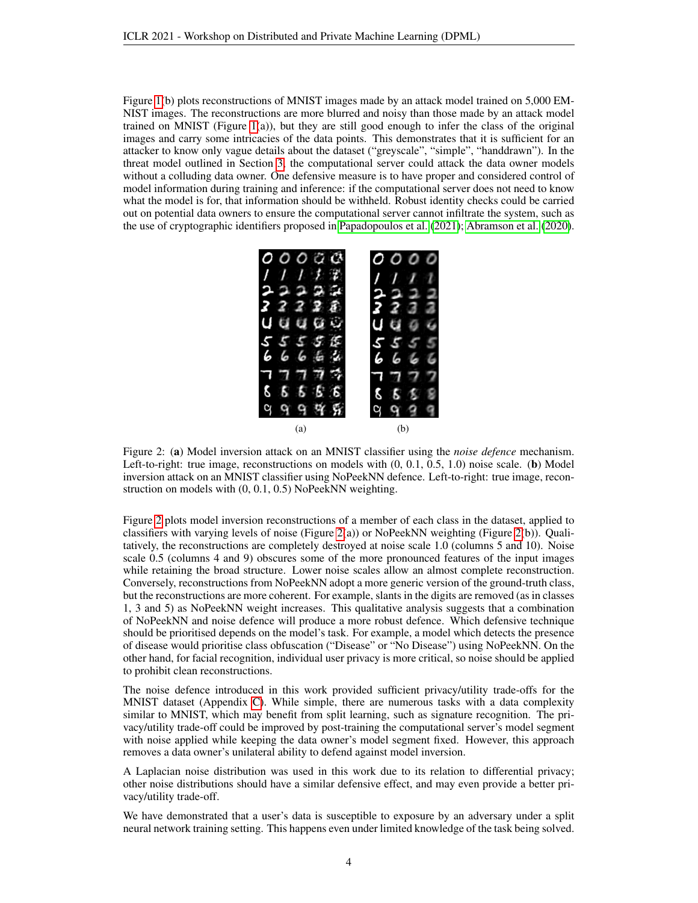Figure 1(b) plots reconstructions of MNIST images made by an attack model trained on 5,000 EMNIST images. The reconstructions are more blurred and noisy than those made by an attack model trained on MNIST (Figure 1(a)), but they are still good enough to infer the class of the original images and carry some intricacies of the data points. This demonstrates that it is sufficient for an attacker to know only vague details about the dataset ("greyscale", "simple", "handdrawn"). In the threat model outlined in Section 3, the computational server could attack the data owner models without a colluding data owner. One defensive measure is to have proper and considered control of model information during training and inference: if the computational server does not need to know what the model is for, that information should be withheld. Robust identity checks could be carried out on potential data owners to ensure the computational server cannot infiltrate the system, such as the use of cryptographic identifiers proposed in Papadopoulos et al. (2021); Abramson et al. (2020).

Figure 2: (**a**) Model inversion attack on an MNIST classifier using the *noise defence* mechanism. Left-to-right: true image, reconstructions on models with (0, 0.1, 0.5, 1.0) noise scale. (**b**) Model inversion attack on an MNIST classifier using NoPeekNN defence. Left-to-right: true image, reconstruction on models with (0, 0.1, 0.5) NoPeekNN weighting.

Figure 2 plots model inversion reconstructions of a member of each class in the dataset, applied to classifiers with varying levels of noise (Figure 2(a)) or NoPeekNN weighting (Figure 2(b)). Qualitatively, the reconstructions are completely destroyed at noise scale 1.0 (columns 5 and 10). Noise scale 0.5 (columns 4 and 9) obscures some of the more pronounced features of the input images while retaining the broad structure. Lower noise scales allow an almost complete reconstruction. Conversely, reconstructions from NoPeekNN adopt a more generic version of the ground-truth class, but the reconstructions are more coherent. For example, slants in the digits are removed (as in classes 1, 3 and 5) as NoPeekNN weight increases. This qualitative analysis suggests that a combination of NoPeekNN and noise defence will produce a more robust defence. Which defensive technique should be prioritised depends on the model's task. For example, a model which detects the presence of disease would prioritise class obfuscation ("Disease" or "No Disease") using NoPeekNN. On the other hand, for facial recognition, individual user privacy is more critical, so noise should be applied to prohibit clean reconstructions.

The noise defence introduced in this work provided sufficient privacy/utility trade-offs for the MNIST dataset (Appendix C). While simple, there are numerous tasks with a data complexity similar to MNIST, which may benefit from split learning, such as signature recognition. The privacy/utility trade-off could be improved by post-training the computational server's model segment with noise applied while keeping the data owner's model segment fixed. However, this approach removes a data owner's unilateral ability to defend against model inversion.

A Laplacian noise distribution was used in this work due to its relation to differential privacy; other noise distributions should have a similar defensive effect, and may even provide a better privacy/utility trade-off.

We have demonstrated that a user's data is susceptible to exposure by an adversary under a split neural network training setting. This happens even under limited knowledge of the task being solved.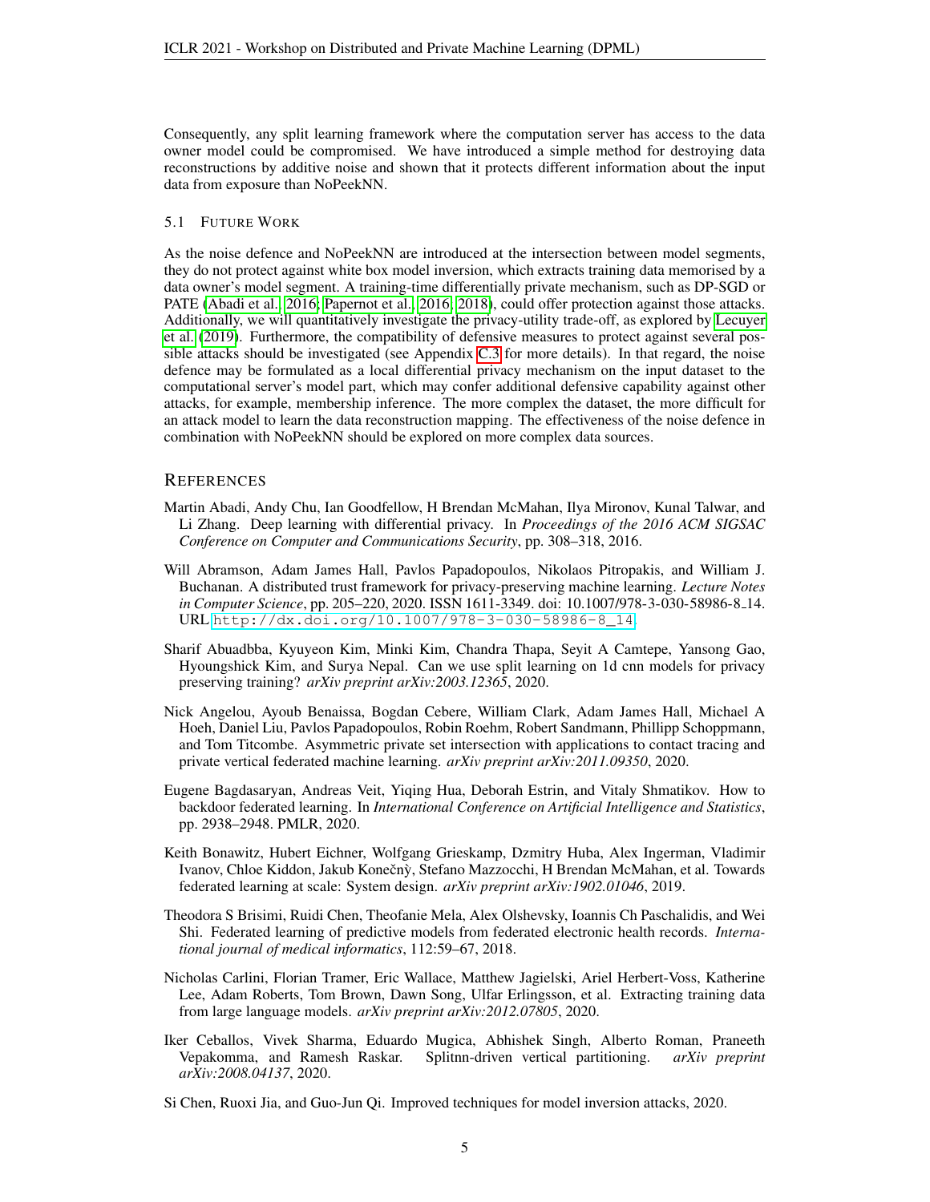Consequently, any split learning framework where the computation server has access to the data owner model could be compromised. We have introduced a simple method for destroying data reconstructions by additive noise and shown that it protects different information about the input data from exposure than NoPeekNN.

### 5.1 Future Work

As the noise defence and NoPeekNN are introduced at the intersection between model segments, they do not protect against white box model inversion, which extracts training data memorised by a data owner's model segment. A training-time differentially private mechanism, such as DP-SGD or PATE (Abadi et al., 2016; Papernot et al., 2016; 2018), could offer protection against those attacks. Additionally, we will quantitatively investigate the privacy-utility trade-off, as explored by Lecuyer et al. (2019). Furthermore, the compatibility of defensive measures to protect against several possible attacks should be investigated (see Appendix C.3 for more details). In that regard, the noise defence may be formulated as a local differential privacy mechanism on the input dataset to the computational server's model part, which may confer additional defensive capability against other attacks, for example, membership inference. The more complex the dataset, the more difficult for an attack model to learn the data reconstruction mapping. The effectiveness of the noise defence in combination with NoPeekNN should be explored on more complex data sources.

## References

Martin Abadi, Andy Chu, Ian Goodfellow, H Brendan McMahan, Ilya Mironov, Kunal Talwar, and Li Zhang. Deep learning with differential privacy. In *Proceedings of the 2016 ACM SIGSAC Conference on Computer and Communications Security*, pp. 308–318, 2016.

Will Abramson, Adam James Hall, Pavlos Papadopoulos, Nikolaos Pitropakis, and William J. Buchanan. A distributed trust framework for privacy-preserving machine learning. *Lecture Notes in Computer Science*, pp. 205–220, 2020. ISSN 1611-3349. doi: 10.1007/978-3-030-58986-8_14. URL http://dx.doi.org/10.1007/978-3-030-58986-8_14.

Sharif Abuadbba, Kyuyeon Kim, Minki Kim, Chandra Thapa, Seyit A Camtepe, Yansong Gao, Hyoungshick Kim, and Surya Nepal. Can we use split learning on 1d cnn models for privacy preserving training? *arXiv preprint arXiv:2003.12365*, 2020.

Nick Angelou, Ayoub Benaissa, Bogdan Cebere, William Clark, Adam James Hall, Michael A Hoeh, Daniel Liu, Pavlos Papadopoulos, Robin Roehm, Robert Sandmann, Phillipp Schoppmann, and Tom Titcombe. Asymmetric private set intersection with applications to contact tracing and private vertical federated machine learning. *arXiv preprint arXiv:2011.09350*, 2020.

Eugene Bagdasaryan, Andreas Veit, Yiqing Hua, Deborah Estrin, and Vitaly Shmatikov. How to backdoor federated learning. In *International Conference on Artificial Intelligence and Statistics*, pp. 2938–2948. PMLR, 2020.

Keith Bonawitz, Hubert Eichner, Wolfgang Grieskamp, Dzmitry Huba, Alex Ingerman, Vladimir Ivanov, Chloe Kiddon, Jakub Konečnỳ, Stefano Mazzocchi, H Brendan McMahan, et al. Towards federated learning at scale: System design. *arXiv preprint arXiv:1902.01046*, 2019.

Theodora S Brisimi, Ruidi Chen, Theofanie Mela, Alex Olshevsky, Ioannis Ch Paschalidis, and Wei Shi. Federated learning of predictive models from federated electronic health records. *International journal of medical informatics*, 112:59–67, 2018.

Nicholas Carlini, Florian Tramer, Eric Wallace, Matthew Jagielski, Ariel Herbert-Voss, Katherine Lee, Adam Roberts, Tom Brown, Dawn Song, Ulfar Erlingsson, et al. Extracting training data from large language models. *arXiv preprint arXiv:2012.07805*, 2020.

Iker Ceballos, Vivek Sharma, Eduardo Mugica, Abhishek Singh, Alberto Roman, Praneeth Vepakomma, and Ramesh Raskar. Splitnn-driven vertical partitioning. *arXiv preprint arXiv:2008.04137*, 2020.

Si Chen, Ruoxi Jia, and Guo-Jun Qi. Improved techniques for model inversion attacks, 2020.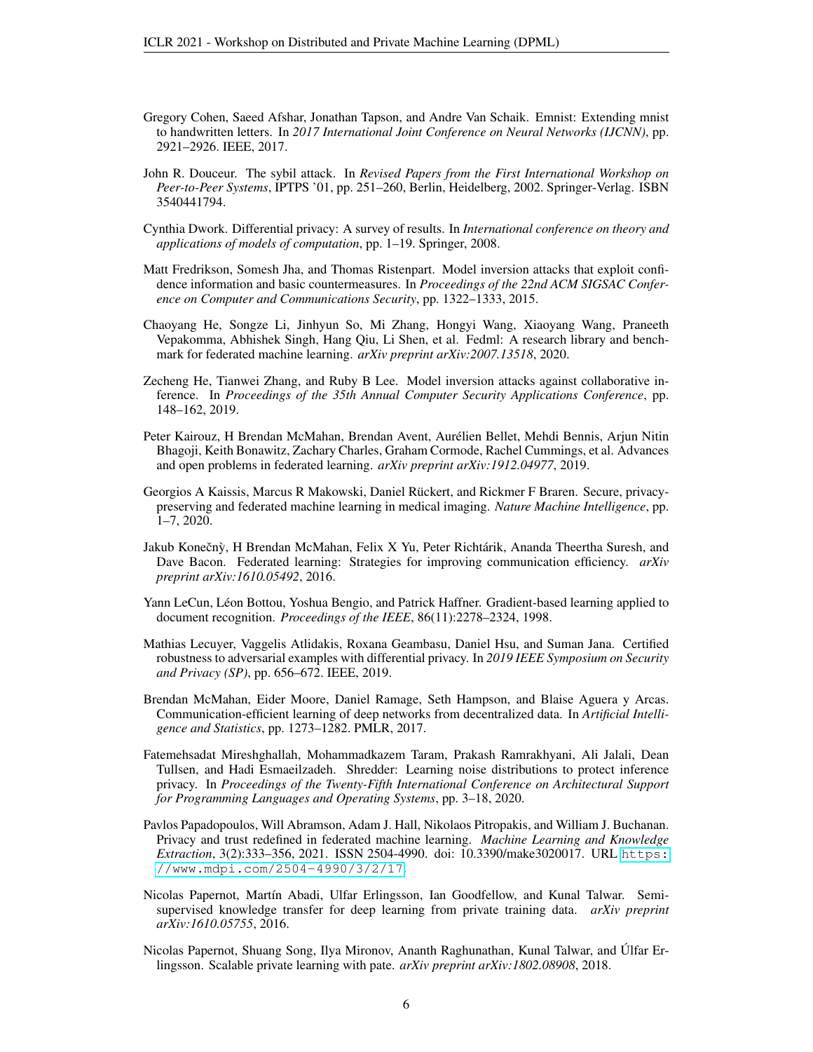Gregory Cohen, Saeed Afshar, Jonathan Tapson, and Andre Van Schaik. Emnist: Extending mnist to handwritten letters. In *2017 International Joint Conference on Neural Networks (IJCNN)*, pp. 2921–2926. IEEE, 2017.

John R. Douceur. The sybil attack. In *Revised Papers from the First International Workshop on Peer-to-Peer Systems*, IPTPS '01, pp. 251–260, Berlin, Heidelberg, 2002. Springer-Verlag. ISBN 3540441794.

Cynthia Dwork. Differential privacy: A survey of results. In *International conference on theory and applications of models of computation*, pp. 1–19. Springer, 2008.

Matt Fredrikson, Somesh Jha, and Thomas Ristenpart. Model inversion attacks that exploit confidence information and basic countermeasures. In *Proceedings of the 22nd ACM SIGSAC Conference on Computer and Communications Security*, pp. 1322–1333, 2015.

Chaoyang He, Songze Li, Jinhyun So, Mi Zhang, Hongyi Wang, Xiaoyang Wang, Praneeth Vepakomma, Abhishek Singh, Hang Qiu, Li Shen, et al. Fedml: A research library and benchmark for federated machine learning. *arXiv preprint arXiv:2007.13518*, 2020.

Zecheng He, Tianwei Zhang, and Ruby B Lee. Model inversion attacks against collaborative inference. In *Proceedings of the 35th Annual Computer Security Applications Conference*, pp. 148–162, 2019.

Peter Kairouz, H Brendan McMahan, Brendan Avent, Aurélien Bellet, Mehdi Bennis, Arjun Nitin Bhagoji, Keith Bonawitz, Zachary Charles, Graham Cormode, Rachel Cummings, et al. Advances and open problems in federated learning. *arXiv preprint arXiv:1912.04977*, 2019.

Georgios A Kaissis, Marcus R Makowski, Daniel Rückert, and Rickmer F Braren. Secure, privacy-preserving and federated machine learning in medical imaging. *Nature Machine Intelligence*, pp. 1–7, 2020.

Jakub Konečnỳ, H Brendan McMahan, Felix X Yu, Peter Richtárik, Ananda Theertha Suresh, and Dave Bacon. Federated learning: Strategies for improving communication efficiency. *arXiv preprint arXiv:1610.05492*, 2016.

Yann LeCun, Léon Bottou, Yoshua Bengio, and Patrick Haffner. Gradient-based learning applied to document recognition. *Proceedings of the IEEE*, 86(11):2278–2324, 1998.

Mathias Lecuyer, Vaggelis Atlidakis, Roxana Geambasu, Daniel Hsu, and Suman Jana. Certified robustness to adversarial examples with differential privacy. In *2019 IEEE Symposium on Security and Privacy (SP)*, pp. 656–672. IEEE, 2019.

Brendan McMahan, Eider Moore, Daniel Ramage, Seth Hampson, and Blaise Aguera y Arcas. Communication-efficient learning of deep networks from decentralized data. In *Artificial Intelligence and Statistics*, pp. 1273–1282. PMLR, 2017.

Fatemehsadat Mireshghallah, Mohammadkazem Taram, Prakash Ramrakhyani, Ali Jalali, Dean Tullsen, and Hadi Esmaeilzadeh. Shredder: Learning noise distributions to protect inference privacy. In *Proceedings of the Twenty-Fifth International Conference on Architectural Support for Programming Languages and Operating Systems*, pp. 3–18, 2020.

Pavlos Papadopoulos, Will Abramson, Adam J. Hall, Nikolaos Pitropakis, and William J. Buchanan. Privacy and trust redefined in federated machine learning. *Machine Learning and Knowledge Extraction*, 3(2):333–356, 2021. ISSN 2504-4990. doi: 10.3390/make3020017. URL https://www.mdpi.com/2504-4990/3/2/17.

Nicolas Papernot, Martín Abadi, Ulfar Erlingsson, Ian Goodfellow, and Kunal Talwar. Semi-supervised knowledge transfer for deep learning from private training data. *arXiv preprint arXiv:1610.05755*, 2016.

Nicolas Papernot, Shuang Song, Ilya Mironov, Ananth Raghunathan, Kunal Talwar, and Úlfar Erlingsson. Scalable private learning with pate. *arXiv preprint arXiv:1802.08908*, 2018.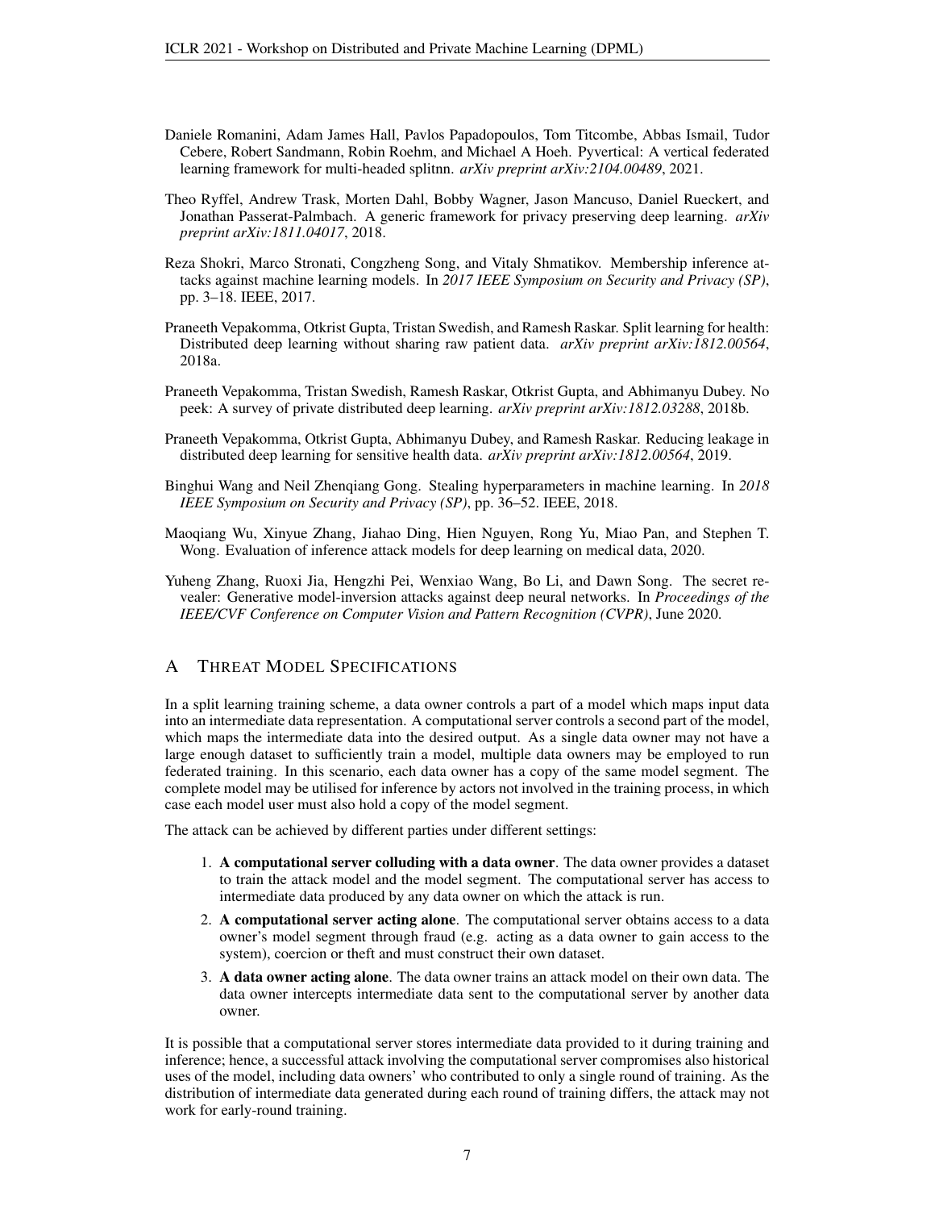Daniele Romanini, Adam James Hall, Pavlos Papadopoulos, Tom Titcombe, Abbas Ismail, Tudor Cebere, Robert Sandmann, Robin Roehm, and Michael A Hoeh. Pyvertical: A vertical federated learning framework for multi-headed splitnn. *arXiv preprint arXiv:2104.00489*, 2021.

Theo Ryffel, Andrew Trask, Morten Dahl, Bobby Wagner, Jason Mancuso, Daniel Rueckert, and Jonathan Passerat-Palmbach. A generic framework for privacy preserving deep learning. *arXiv preprint arXiv:1811.04017*, 2018.

Reza Shokri, Marco Stronati, Congzheng Song, and Vitaly Shmatikov. Membership inference attacks against machine learning models. In *2017 IEEE Symposium on Security and Privacy (SP)*, pp. 3–18. IEEE, 2017.

Praneeth Vepakomma, Otkrist Gupta, Tristan Swedish, and Ramesh Raskar. Split learning for health: Distributed deep learning without sharing raw patient data. *arXiv preprint arXiv:1812.00564*, 2018a.

Praneeth Vepakomma, Tristan Swedish, Ramesh Raskar, Otkrist Gupta, and Abhimanyu Dubey. No peek: A survey of private distributed deep learning. *arXiv preprint arXiv:1812.03288*, 2018b.

Praneeth Vepakomma, Otkrist Gupta, Abhimanyu Dubey, and Ramesh Raskar. Reducing leakage in distributed deep learning for sensitive health data. *arXiv preprint arXiv:1812.00564*, 2019.

Binghui Wang and Neil Zhenqiang Gong. Stealing hyperparameters in machine learning. In *2018 IEEE Symposium on Security and Privacy (SP)*, pp. 36–52. IEEE, 2018.

Maoqiang Wu, Xinyue Zhang, Jiahao Ding, Hien Nguyen, Rong Yu, Miao Pan, and Stephen T. Wong. Evaluation of inference attack models for deep learning on medical data, 2020.

Yuheng Zhang, Ruoxi Jia, Hengzhi Pei, Wenxiao Wang, Bo Li, and Dawn Song. The secret revealer: Generative model-inversion attacks against deep neural networks. In *Proceedings of the IEEE/CVF Conference on Computer Vision and Pattern Recognition (CVPR)*, June 2020.

## A Threat Model Specifications

In a split learning training scheme, a data owner controls a part of a model which maps input data into an intermediate data representation. A computational server controls a second part of the model, which maps the intermediate data into the desired output. As a single data owner may not have a large enough dataset to sufficiently train a model, multiple data owners may be employed to run federated training. In this scenario, each data owner has a copy of the same model segment. The complete model may be utilised for inference by actors not involved in the training process, in which case each model user must also hold a copy of the model segment.

The attack can be achieved by different parties under different settings:

1. **A computational server colluding with a data owner**. The data owner provides a dataset to train the attack model and the model segment. The computational server has access to intermediate data produced by any data owner on which the attack is run.
2. **A computational server acting alone**. The computational server obtains access to a data owner's model segment through fraud (e.g. acting as a data owner to gain access to the system), coercion or theft and must construct their own dataset.
3. **A data owner acting alone**. The data owner trains an attack model on their own data. The data owner intercepts intermediate data sent to the computational server by another data owner.

It is possible that a computational server stores intermediate data provided to it during training and inference; hence, a successful attack involving the computational server compromises also historical uses of the model, including data owners' who contributed to only a single round of training. As the distribution of intermediate data generated during each round of training differs, the attack may not work for early-round training.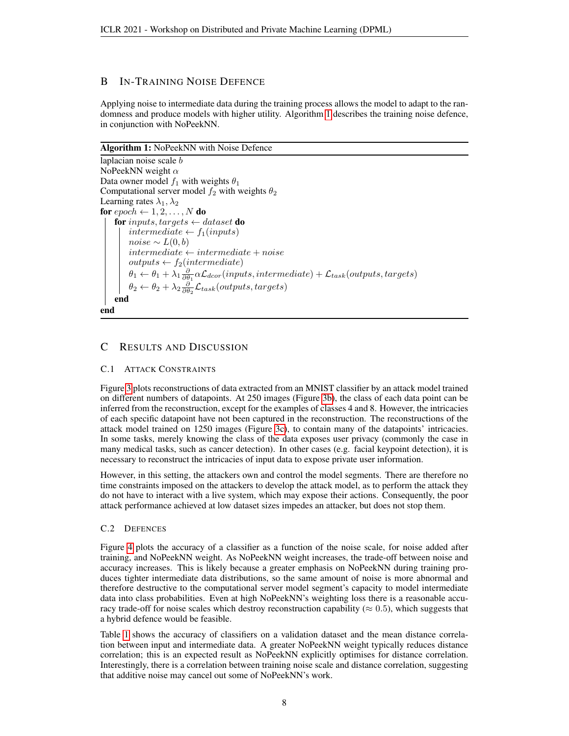## B In-Training Noise Defence

Applying noise to intermediate data during the training process allows the model to adapt to the randomness and produce models with higher utility. Algorithm 1 describes the training noise defence, in conjunction with NoPeekNN.

**Algorithm 1:** NoPeekNN with Noise Defence

laplacian noise scale $b$
NoPeekNN weight $\alpha$
Data owner model $f_1$ with weights $\theta_1$
Computational server model $f_2$ with weights $\theta_2$
Learning rates $\lambda_1, \lambda_2$
**for** $epoch \leftarrow 1, 2, \ldots, N$ **do**
  **for** $inputs, targets \leftarrow dataset$ **do**
    $intermediate \leftarrow f_1(inputs)$
    $noise \sim L(0, b)$
    $intermediate \leftarrow intermediate + noise$
    $outputs \leftarrow f_2(intermediate)$
    $\theta_1 \leftarrow \theta_1 + \lambda_1 \frac{\partial}{\partial \theta_1} \alpha \mathcal{L}_{dcor}(inputs, intermediate) + \mathcal{L}_{task}(outputs, targets)$
    $\theta_2 \leftarrow \theta_2 + \lambda_2 \frac{\partial}{\partial \theta_2} \mathcal{L}_{task}(outputs, targets)$
  **end**
**end**

## C Results and Discussion

### C.1 Attack Constraints

Figure 3 plots reconstructions of data extracted from an MNIST classifier by an attack model trained on different numbers of datapoints. At 250 images (Figure 3b), the class of each data point can be inferred from the reconstruction, except for the examples of classes 4 and 8. However, the intricacies of each specific datapoint have not been captured in the reconstruction. The reconstructions of the attack model trained on 1250 images (Figure 3c), to contain many of the datapoints' intricacies. In some tasks, merely knowing the class of the data exposes user privacy (commonly the case in many medical tasks, such as cancer detection). In other cases (e.g. facial keypoint detection), it is necessary to reconstruct the intricacies of input data to expose private user information.

However, in this setting, the attackers own and control the model segments. There are therefore no time constraints imposed on the attackers to develop the attack model, as to perform the attack they do not have to interact with a live system, which may expose their actions. Consequently, the poor attack performance achieved at low dataset sizes impedes an attacker, but does not stop them.

### C.2 Defences

Figure 4 plots the accuracy of a classifier as a function of the noise scale, for noise added after training, and NoPeekNN weight. As NoPeekNN weight increases, the trade-off between noise and accuracy increases. This is likely because a greater emphasis on NoPeekNN during training produces tighter intermediate data distributions, so the same amount of noise is more abnormal and therefore destructive to the computational server model segment's capacity to model intermediate data into class probabilities. Even at high NoPeekNN's weighting loss there is a reasonable accuracy trade-off for noise scales which destroy reconstruction capability ($\approx 0.5$), which suggests that a hybrid defence would be feasible.

Table 1 shows the accuracy of classifiers on a validation dataset and the mean distance correlation between input and intermediate data. A greater NoPeekNN weight typically reduces distance correlation; this is an expected result as NoPeekNN explicitly optimises for distance correlation. Interestingly, there is a correlation between training noise scale and distance correlation, suggesting that additive noise may cancel out some of NoPeekNN's work.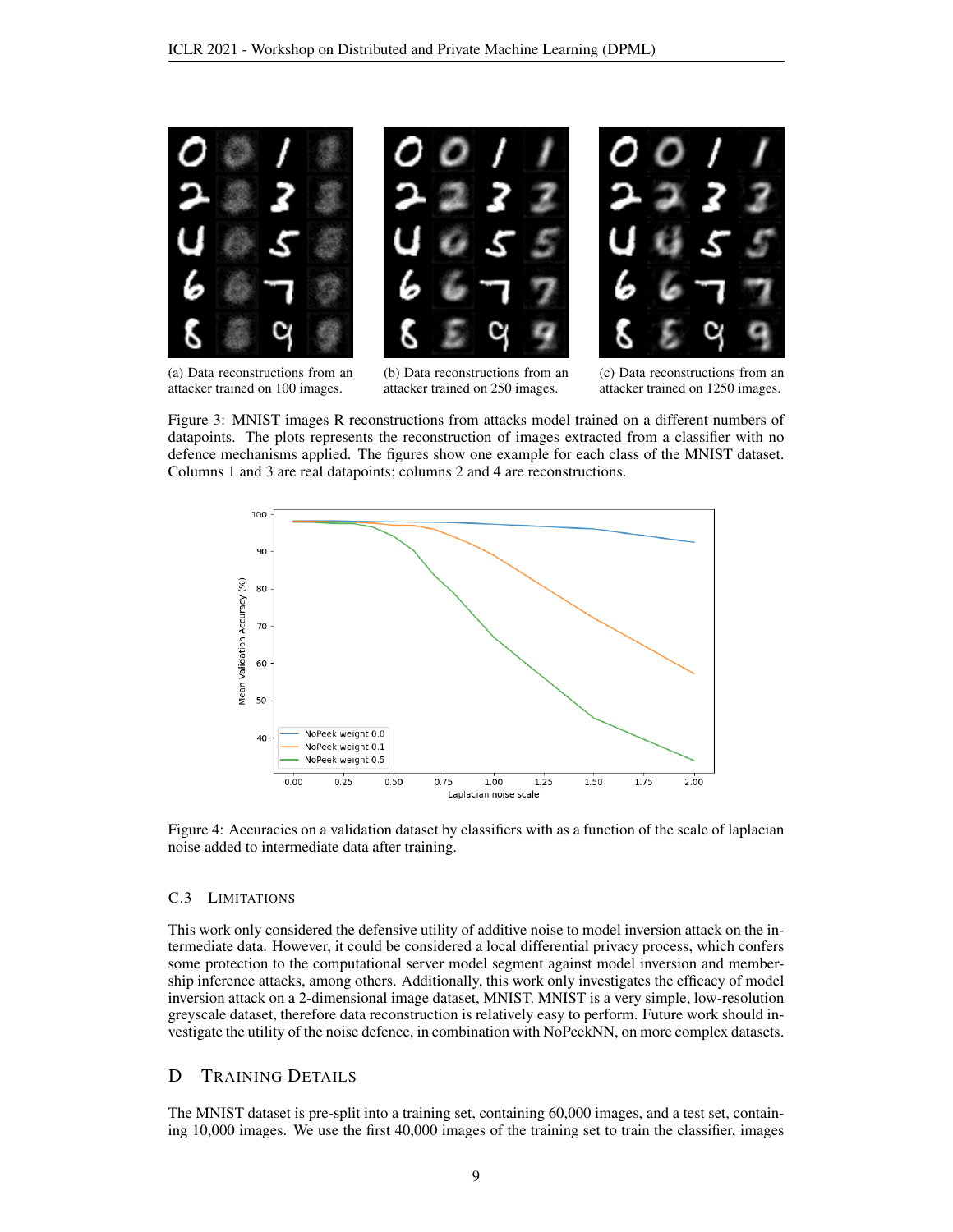(a) Data reconstructions from an attacker trained on 100 images.

(b) Data reconstructions from an attacker trained on 250 images.

(c) Data reconstructions from an attacker trained on 1250 images.

Figure 3: MNIST images R reconstructions from attacks model trained on a different numbers of datapoints. The plots represents the reconstruction of images extracted from a classifier with no defence mechanisms applied. The figures show one example for each class of the MNIST dataset. Columns 1 and 3 are real datapoints; columns 2 and 4 are reconstructions.

Figure 4: Accuracies on a validation dataset by classifiers with as a function of the scale of laplacian noise added to intermediate data after training.

### C.3 Limitations

This work only considered the defensive utility of additive noise to model inversion attack on the intermediate data. However, it could be considered a local differential privacy process, which confers some protection to the computational server model segment against model inversion and membership inference attacks, among others. Additionally, this work only investigates the efficacy of model inversion attack on a 2-dimensional image dataset, MNIST. MNIST is a very simple, low-resolution greyscale dataset, therefore data reconstruction is relatively easy to perform. Future work should investigate the utility of the noise defence, in combination with NoPeekNN, on more complex datasets.

## D Training Details

The MNIST dataset is pre-split into a training set, containing 60,000 images, and a test set, containing 10,000 images. We use the first 40,000 images of the training set to train the classifier, images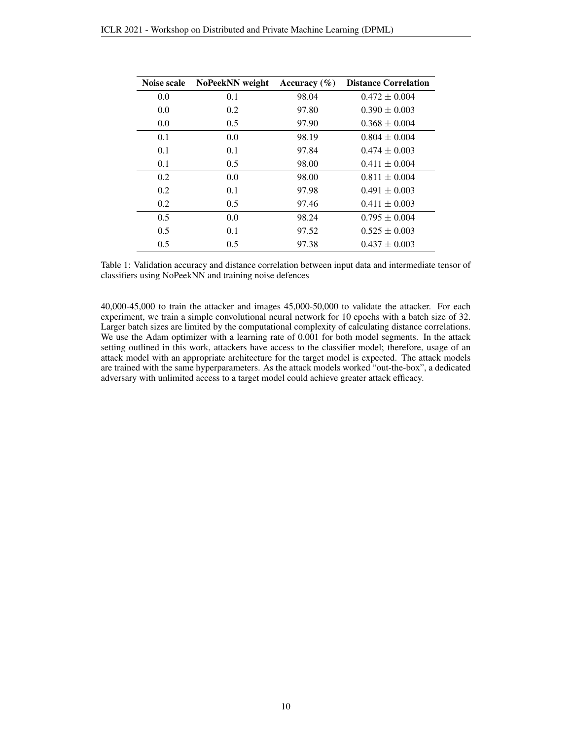| **Noise scale** | **NoPeekNN weight** | **Accuracy (%)** | **Distance Correlation** |
|---|---|---|---|
| 0.0 | 0.1 | 98.04 | $0.472 \pm 0.004$ |
| 0.0 | 0.2 | 97.80 | $0.390 \pm 0.003$ |
| 0.0 | 0.5 | 97.90 | $0.368 \pm 0.004$ |
| 0.1 | 0.0 | 98.19 | $0.804 \pm 0.004$ |
| 0.1 | 0.1 | 97.84 | $0.474 \pm 0.003$ |
| 0.1 | 0.5 | 98.00 | $0.411 \pm 0.004$ |
| 0.2 | 0.0 | 98.00 | $0.811 \pm 0.004$ |
| 0.2 | 0.1 | 97.98 | $0.491 \pm 0.003$ |
| 0.2 | 0.5 | 97.46 | $0.411 \pm 0.003$ |
| 0.5 | 0.0 | 98.24 | $0.795 \pm 0.004$ |
| 0.5 | 0.1 | 97.52 | $0.525 \pm 0.003$ |
| 0.5 | 0.5 | 97.38 | $0.437 \pm 0.003$ |

Table 1: Validation accuracy and distance correlation between input data and intermediate tensor of classifiers using NoPeekNN and training noise defences

40,000-45,000 to train the attacker and images 45,000-50,000 to validate the attacker. For each experiment, we train a simple convolutional neural network for 10 epochs with a batch size of 32. Larger batch sizes are limited by the computational complexity of calculating distance correlations. We use the Adam optimizer with a learning rate of 0.001 for both model segments. In the attack setting outlined in this work, attackers have access to the classifier model; therefore, usage of an attack model with an appropriate architecture for the target model is expected. The attack models are trained with the same hyperparameters. As the attack models worked "out-the-box", a dedicated adversary with unlimited access to a target model could achieve greater attack efficacy.